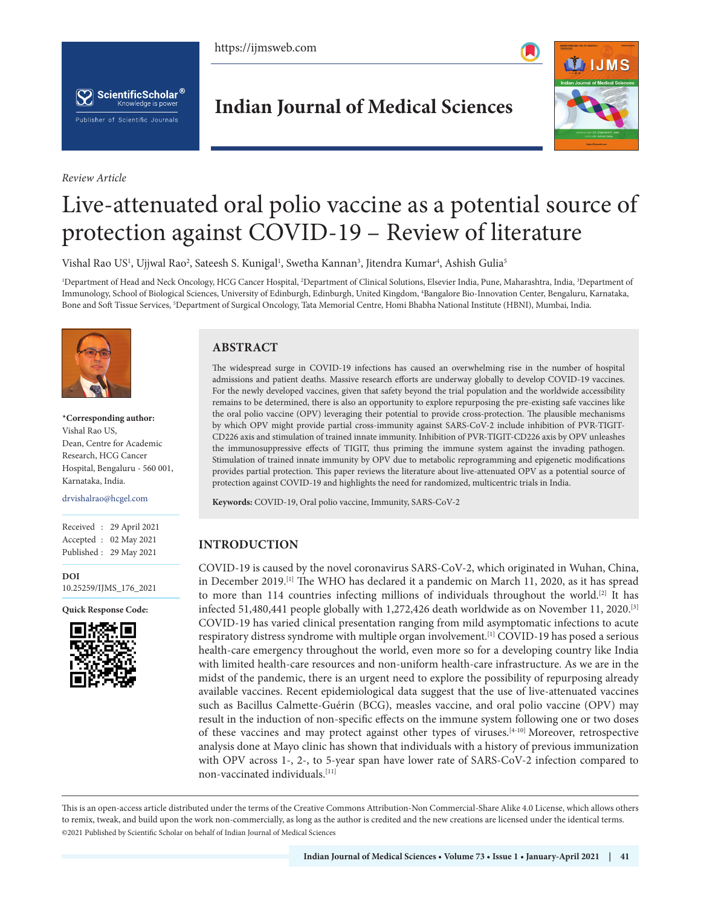*Review Article*

# Live-attenuated oral polio vaccine as a potential source of protection against COVID-19 – Review of literature

Vishal Rao US[1], Ujjwal Rao[2], Sateesh S. Kunigal[1], Swetha Kannan[3], Jitendra Kumar[4], Ashish Gulia[5]

[1]Department of Head and Neck Oncology, HCG Cancer Hospital, [2]Department of Clinical Solutions, Elsevier India, Pune, Maharashtra, India, [3]Department of Immunology, School of Biological Sciences, University of Edinburgh, Edinburgh, United Kingdom, [4]Bangalore Bio-Innovation Center, Bengaluru, Karnataka, Bone and Soft Tissue Services, [5]Department of Surgical Oncology, Tata Memorial Centre, Homi Bhabha National Institute (HBNI), Mumbai, India.

**\*Corresponding author:**
Vishal Rao US,
Dean, Centre for Academic Research, HCG Cancer Hospital, Bengaluru - 560 001, Karnataka, India.

drvishalrao@hcgel.com

Received : 29 April 2021
Accepted : 02 May 2021
Published : 29 May 2021

**DOI**
10.25259/IJMS_176_2021

**Quick Response Code:**

## ABSTRACT

The widespread surge in COVID-19 infections has caused an overwhelming rise in the number of hospital admissions and patient deaths. Massive research efforts are underway globally to develop COVID-19 vaccines. For the newly developed vaccines, given that safety beyond the trial population and the worldwide accessibility remains to be determined, there is also an opportunity to explore repurposing the pre-existing safe vaccines like the oral polio vaccine (OPV) leveraging their potential to provide cross-protection. The plausible mechanisms by which OPV might provide partial cross-immunity against SARS-CoV-2 include inhibition of PVR-TIGIT-CD226 axis and stimulation of trained innate immunity. Inhibition of PVR-TIGIT-CD226 axis by OPV unleashes the immunosuppressive effects of TIGIT, thus priming the immune system against the invading pathogen. Stimulation of trained innate immunity by OPV due to metabolic reprogramming and epigenetic modifications provides partial protection. This paper reviews the literature about live-attenuated OPV as a potential source of protection against COVID-19 and highlights the need for randomized, multicentric trials in India.

**Keywords:** COVID-19, Oral polio vaccine, Immunity, SARS-CoV-2

## INTRODUCTION

COVID-19 is caused by the novel coronavirus SARS-CoV-2, which originated in Wuhan, China, in December 2019.[1] The WHO has declared it a pandemic on March 11, 2020, as it has spread to more than 114 countries infecting millions of individuals throughout the world.[2] It has infected 51,480,441 people globally with 1,272,426 death worldwide as on November 11, 2020.[3] COVID-19 has varied clinical presentation ranging from mild asymptomatic infections to acute respiratory distress syndrome with multiple organ involvement.[1] COVID-19 has posed a serious health-care emergency throughout the world, even more so for a developing country like India with limited health-care resources and non-uniform health-care infrastructure. As we are in the midst of the pandemic, there is an urgent need to explore the possibility of repurposing already available vaccines. Recent epidemiological data suggest that the use of live-attenuated vaccines such as Bacillus Calmette-Guérin (BCG), measles vaccine, and oral polio vaccine (OPV) may result in the induction of non-specific effects on the immune system following one or two doses of these vaccines and may protect against other types of viruses.[4-10] Moreover, retrospective analysis done at Mayo clinic has shown that individuals with a history of previous immunization with OPV across 1-, 2-, to 5-year span have lower rate of SARS-CoV-2 infection compared to non-vaccinated individuals.[11]

This is an open-access article distributed under the terms of the Creative Commons Attribution-Non Commercial-Share Alike 4.0 License, which allows others to remix, tweak, and build upon the work non-commercially, as long as the author is credited and the new creations are licensed under the identical terms.
©2021 Published by Scientific Scholar on behalf of Indian Journal of Medical Sciences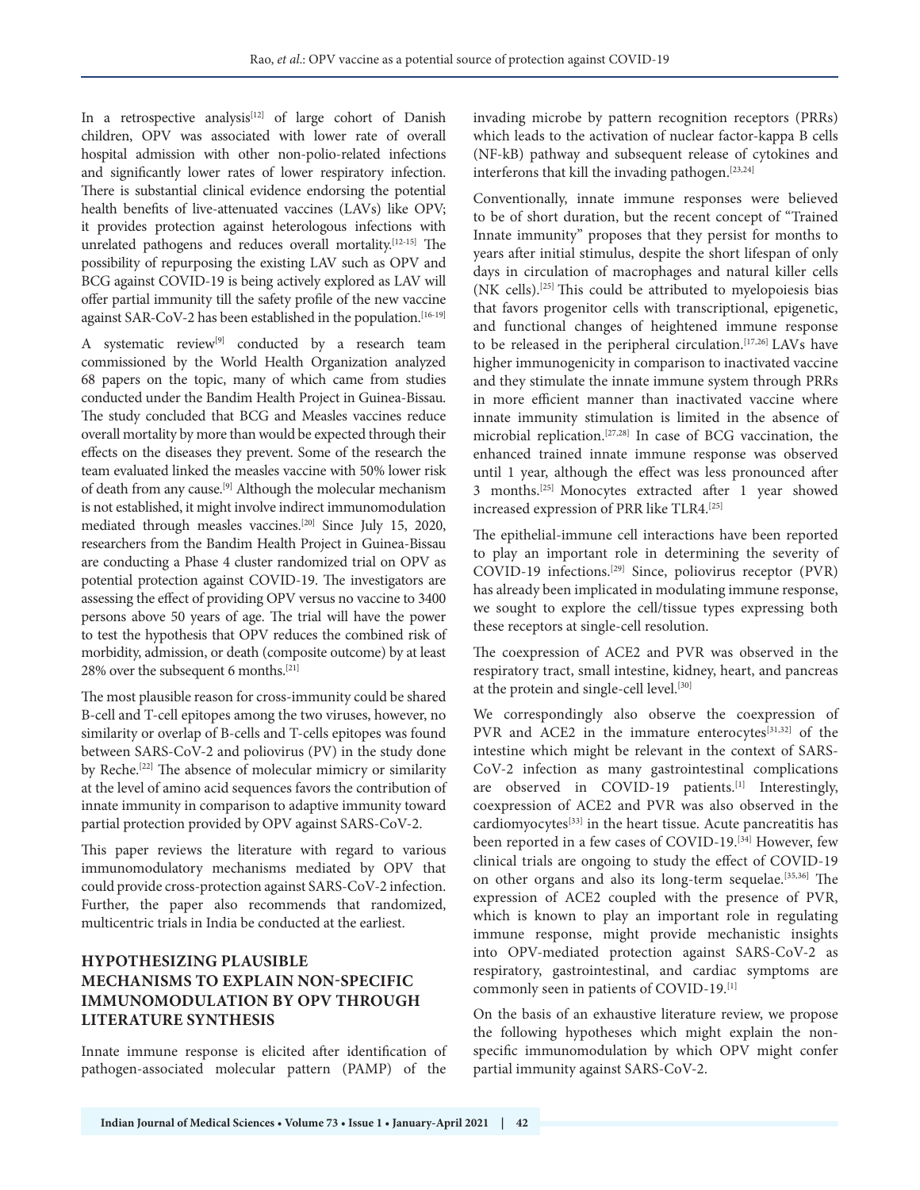In a retrospective analysis[12] of large cohort of Danish children, OPV was associated with lower rate of overall hospital admission with other non-polio-related infections and significantly lower rates of lower respiratory infection. There is substantial clinical evidence endorsing the potential health benefits of live-attenuated vaccines (LAVs) like OPV; it provides protection against heterologous infections with unrelated pathogens and reduces overall mortality.[12-15] The possibility of repurposing the existing LAV such as OPV and BCG against COVID-19 is being actively explored as LAV will offer partial immunity till the safety profile of the new vaccine against SAR-CoV-2 has been established in the population.[16-19]

A systematic review[9] conducted by a research team commissioned by the World Health Organization analyzed 68 papers on the topic, many of which came from studies conducted under the Bandim Health Project in Guinea-Bissau. The study concluded that BCG and Measles vaccines reduce overall mortality by more than would be expected through their effects on the diseases they prevent. Some of the research the team evaluated linked the measles vaccine with 50% lower risk of death from any cause.[9] Although the molecular mechanism is not established, it might involve indirect immunomodulation mediated through measles vaccines.[20] Since July 15, 2020, researchers from the Bandim Health Project in Guinea-Bissau are conducting a Phase 4 cluster randomized trial on OPV as potential protection against COVID-19. The investigators are assessing the effect of providing OPV versus no vaccine to 3400 persons above 50 years of age. The trial will have the power to test the hypothesis that OPV reduces the combined risk of morbidity, admission, or death (composite outcome) by at least 28% over the subsequent 6 months.[21]

The most plausible reason for cross-immunity could be shared B-cell and T-cell epitopes among the two viruses, however, no similarity or overlap of B-cells and T-cells epitopes was found between SARS-CoV-2 and poliovirus (PV) in the study done by Reche.[22] The absence of molecular mimicry or similarity at the level of amino acid sequences favors the contribution of innate immunity in comparison to adaptive immunity toward partial protection provided by OPV against SARS-CoV-2.

This paper reviews the literature with regard to various immunomodulatory mechanisms mediated by OPV that could provide cross-protection against SARS-CoV-2 infection. Further, the paper also recommends that randomized, multicentric trials in India be conducted at the earliest.

## HYPOTHESIZING PLAUSIBLE MECHANISMS TO EXPLAIN NON-SPECIFIC IMMUNOMODULATION BY OPV THROUGH LITERATURE SYNTHESIS

Innate immune response is elicited after identification of pathogen-associated molecular pattern (PAMP) of the invading microbe by pattern recognition receptors (PRRs) which leads to the activation of nuclear factor-kappa B cells (NF-kB) pathway and subsequent release of cytokines and interferons that kill the invading pathogen.[23,24]

Conventionally, innate immune responses were believed to be of short duration, but the recent concept of "Trained Innate immunity" proposes that they persist for months to years after initial stimulus, despite the short lifespan of only days in circulation of macrophages and natural killer cells (NK cells).[25] This could be attributed to myelopoiesis bias that favors progenitor cells with transcriptional, epigenetic, and functional changes of heightened immune response to be released in the peripheral circulation.[17,26] LAVs have higher immunogenicity in comparison to inactivated vaccine and they stimulate the innate immune system through PRRs in more efficient manner than inactivated vaccine where innate immunity stimulation is limited in the absence of microbial replication.[27,28] In case of BCG vaccination, the enhanced trained innate immune response was observed until 1 year, although the effect was less pronounced after 3 months.[25] Monocytes extracted after 1 year showed increased expression of PRR like TLR4.[25]

The epithelial-immune cell interactions have been reported to play an important role in determining the severity of COVID-19 infections.[29] Since, poliovirus receptor (PVR) has already been implicated in modulating immune response, we sought to explore the cell/tissue types expressing both these receptors at single-cell resolution.

The coexpression of ACE2 and PVR was observed in the respiratory tract, small intestine, kidney, heart, and pancreas at the protein and single-cell level.[30]

We correspondingly also observe the coexpression of PVR and ACE2 in the immature enterocytes[31,32] of the intestine which might be relevant in the context of SARS-CoV-2 infection as many gastrointestinal complications are observed in COVID-19 patients.[1] Interestingly, coexpression of ACE2 and PVR was also observed in the cardiomyocytes[33] in the heart tissue. Acute pancreatitis has been reported in a few cases of COVID-19.[34] However, few clinical trials are ongoing to study the effect of COVID-19 on other organs and also its long-term sequelae.[35,36] The expression of ACE2 coupled with the presence of PVR, which is known to play an important role in regulating immune response, might provide mechanistic insights into OPV-mediated protection against SARS-CoV-2 as respiratory, gastrointestinal, and cardiac symptoms are commonly seen in patients of COVID-19.[1]

On the basis of an exhaustive literature review, we propose the following hypotheses which might explain the non-specific immunomodulation by which OPV might confer partial immunity against SARS-CoV-2.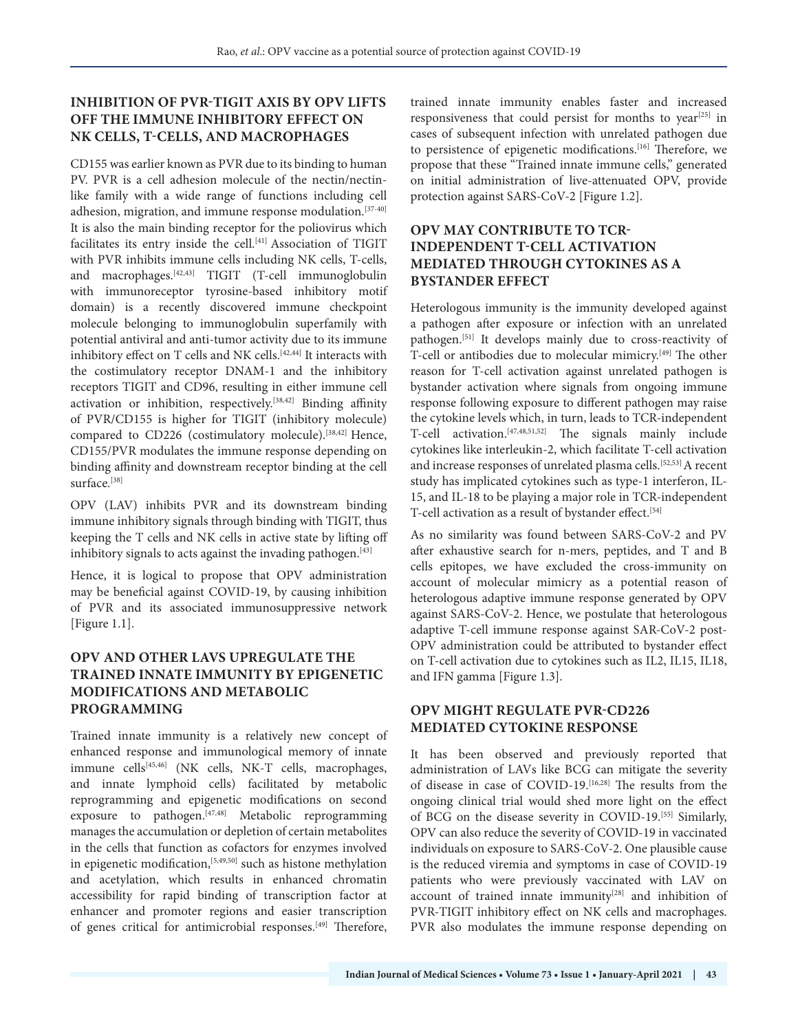## INHIBITION OF PVR-TIGIT AXIS BY OPV LIFTS OFF THE IMMUNE INHIBITORY EFFECT ON NK CELLS, T-CELLS, AND MACROPHAGES

CD155 was earlier known as PVR due to its binding to human PV. PVR is a cell adhesion molecule of the nectin/nectin-like family with a wide range of functions including cell adhesion, migration, and immune response modulation.[37-40] It is also the main binding receptor for the poliovirus which facilitates its entry inside the cell.[41] Association of TIGIT with PVR inhibits immune cells including NK cells, T-cells, and macrophages.[42,43] TIGIT (T-cell immunoglobulin with immunoreceptor tyrosine-based inhibitory motif domain) is a recently discovered immune checkpoint molecule belonging to immunoglobulin superfamily with potential antiviral and anti-tumor activity due to its immune inhibitory effect on T cells and NK cells.[42,44] It interacts with the costimulatory receptor DNAM-1 and the inhibitory receptors TIGIT and CD96, resulting in either immune cell activation or inhibition, respectively.[38,42] Binding affinity of PVR/CD155 is higher for TIGIT (inhibitory molecule) compared to CD226 (costimulatory molecule).[38,42] Hence, CD155/PVR modulates the immune response depending on binding affinity and downstream receptor binding at the cell surface.[38]

OPV (LAV) inhibits PVR and its downstream binding immune inhibitory signals through binding with TIGIT, thus keeping the T cells and NK cells in active state by lifting off inhibitory signals to acts against the invading pathogen.[43]

Hence, it is logical to propose that OPV administration may be beneficial against COVID-19, by causing inhibition of PVR and its associated immunosuppressive network [Figure 1.1].

## OPV AND OTHER LAVS UPREGULATE THE TRAINED INNATE IMMUNITY BY EPIGENETIC MODIFICATIONS AND METABOLIC PROGRAMMING

Trained innate immunity is a relatively new concept of enhanced response and immunological memory of innate immune cells[45,46] (NK cells, NK-T cells, macrophages, and innate lymphoid cells) facilitated by metabolic reprogramming and epigenetic modifications on second exposure to pathogen.[47,48] Metabolic reprogramming manages the accumulation or depletion of certain metabolites in the cells that function as cofactors for enzymes involved in epigenetic modification,[5,49,50] such as histone methylation and acetylation, which results in enhanced chromatin accessibility for rapid binding of transcription factor at enhancer and promoter regions and easier transcription of genes critical for antimicrobial responses.[49] Therefore, trained innate immunity enables faster and increased responsiveness that could persist for months to year[25] in cases of subsequent infection with unrelated pathogen due to persistence of epigenetic modifications.[16] Therefore, we propose that these "Trained innate immune cells," generated on initial administration of live-attenuated OPV, provide protection against SARS-CoV-2 [Figure 1.2].

## OPV MAY CONTRIBUTE TO TCR-INDEPENDENT T-CELL ACTIVATION MEDIATED THROUGH CYTOKINES AS A BYSTANDER EFFECT

Heterologous immunity is the immunity developed against a pathogen after exposure or infection with an unrelated pathogen.[51] It develops mainly due to cross-reactivity of T-cell or antibodies due to molecular mimicry.[49] The other reason for T-cell activation against unrelated pathogen is bystander activation where signals from ongoing immune response following exposure to different pathogen may raise the cytokine levels which, in turn, leads to TCR-independent T-cell activation.[47,48,51,52] The signals mainly include cytokines like interleukin-2, which facilitate T-cell activation and increase responses of unrelated plasma cells.[52,53] A recent study has implicated cytokines such as type-1 interferon, IL-15, and IL-18 to be playing a major role in TCR-independent T-cell activation as a result of bystander effect.[54]

As no similarity was found between SARS-CoV-2 and PV after exhaustive search for n-mers, peptides, and T and B cells epitopes, we have excluded the cross-immunity on account of molecular mimicry as a potential reason of heterologous adaptive immune response generated by OPV against SARS-CoV-2. Hence, we postulate that heterologous adaptive T-cell immune response against SAR-CoV-2 post-OPV administration could be attributed to bystander effect on T-cell activation due to cytokines such as IL2, IL15, IL18, and IFN gamma [Figure 1.3].

## OPV MIGHT REGULATE PVR-CD226 MEDIATED CYTOKINE RESPONSE

It has been observed and previously reported that administration of LAVs like BCG can mitigate the severity of disease in case of COVID-19.[16,28] The results from the ongoing clinical trial would shed more light on the effect of BCG on the disease severity in COVID-19.[55] Similarly, OPV can also reduce the severity of COVID-19 in vaccinated individuals on exposure to SARS-CoV-2. One plausible cause is the reduced viremia and symptoms in case of COVID-19 patients who were previously vaccinated with LAV on account of trained innate immunity[28] and inhibition of PVR-TIGIT inhibitory effect on NK cells and macrophages. PVR also modulates the immune response depending on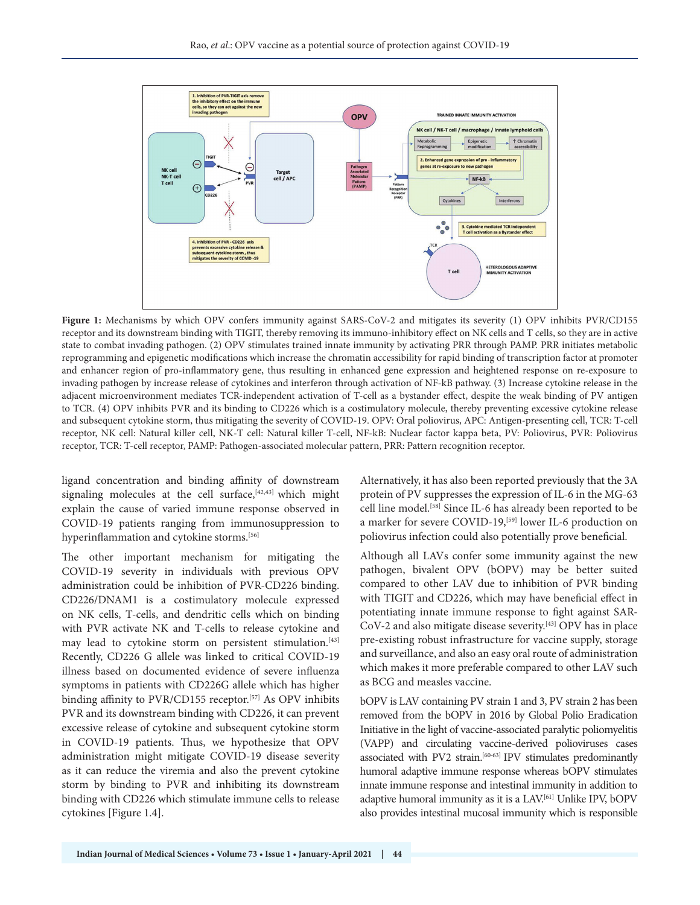**Figure 1:** Mechanisms by which OPV confers immunity against SARS-CoV-2 and mitigates its severity (1) OPV inhibits PVR/CD155 receptor and its downstream binding with TIGIT, thereby removing its immuno-inhibitory effect on NK cells and T cells, so they are in active state to combat invading pathogen. (2) OPV stimulates trained innate immunity by activating PRR through PAMP. PRR initiates metabolic reprogramming and epigenetic modifications which increase the chromatin accessibility for rapid binding of transcription factor at promoter and enhancer region of pro-inflammatory gene, thus resulting in enhanced gene expression and heightened response on re-exposure to invading pathogen by increase release of cytokines and interferon through activation of NF-kB pathway. (3) Increase cytokine release in the adjacent microenvironment mediates TCR-independent activation of T-cell as a bystander effect, despite the weak binding of PV antigen to TCR. (4) OPV inhibits PVR and its binding to CD226 which is a costimulatory molecule, thereby preventing excessive cytokine release and subsequent cytokine storm, thus mitigating the severity of COVID-19. OPV: Oral poliovirus, APC: Antigen-presenting cell, TCR: T-cell receptor, NK cell: Natural killer cell, NK-T cell: Natural killer T-cell, NF-kB: Nuclear factor kappa beta, PV: Poliovirus, PVR: Poliovirus receptor, TCR: T-cell receptor, PAMP: Pathogen-associated molecular pattern, PRR: Pattern recognition receptor.

ligand concentration and binding affinity of downstream signaling molecules at the cell surface,[42,43] which might explain the cause of varied immune response observed in COVID-19 patients ranging from immunosuppression to hyperinflammation and cytokine storms.[56]

The other important mechanism for mitigating the COVID-19 severity in individuals with previous OPV administration could be inhibition of PVR-CD226 binding. CD226/DNAM1 is a costimulatory molecule expressed on NK cells, T-cells, and dendritic cells which on binding with PVR activate NK and T-cells to release cytokine and may lead to cytokine storm on persistent stimulation.[43] Recently, CD226 G allele was linked to critical COVID-19 illness based on documented evidence of severe influenza symptoms in patients with CD226G allele which has higher binding affinity to PVR/CD155 receptor.[57] As OPV inhibits PVR and its downstream binding with CD226, it can prevent excessive release of cytokine and subsequent cytokine storm in COVID-19 patients. Thus, we hypothesize that OPV administration might mitigate COVID-19 disease severity as it can reduce the viremia and also the prevent cytokine storm by binding to PVR and inhibiting its downstream binding with CD226 which stimulate immune cells to release cytokines [Figure 1.4].

Alternatively, it has also been reported previously that the 3A protein of PV suppresses the expression of IL-6 in the MG-63 cell line model.[58] Since IL-6 has already been reported to be a marker for severe COVID-19,[59] lower IL-6 production on poliovirus infection could also potentially prove beneficial.

Although all LAVs confer some immunity against the new pathogen, bivalent OPV (bOPV) may be better suited compared to other LAV due to inhibition of PVR binding with TIGIT and CD226, which may have beneficial effect in potentiating innate immune response to fight against SAR-CoV-2 and also mitigate disease severity.[43] OPV has in place pre-existing robust infrastructure for vaccine supply, storage and surveillance, and also an easy oral route of administration which makes it more preferable compared to other LAV such as BCG and measles vaccine.

bOPV is LAV containing PV strain 1 and 3, PV strain 2 has been removed from the bOPV in 2016 by Global Polio Eradication Initiative in the light of vaccine-associated paralytic poliomyelitis (VAPP) and circulating vaccine-derived polioviruses cases associated with PV2 strain.[60-63] IPV stimulates predominantly humoral adaptive immune response whereas bOPV stimulates innate immune response and intestinal immunity in addition to adaptive humoral immunity as it is a LAV.[61] Unlike IPV, bOPV also provides intestinal mucosal immunity which is responsible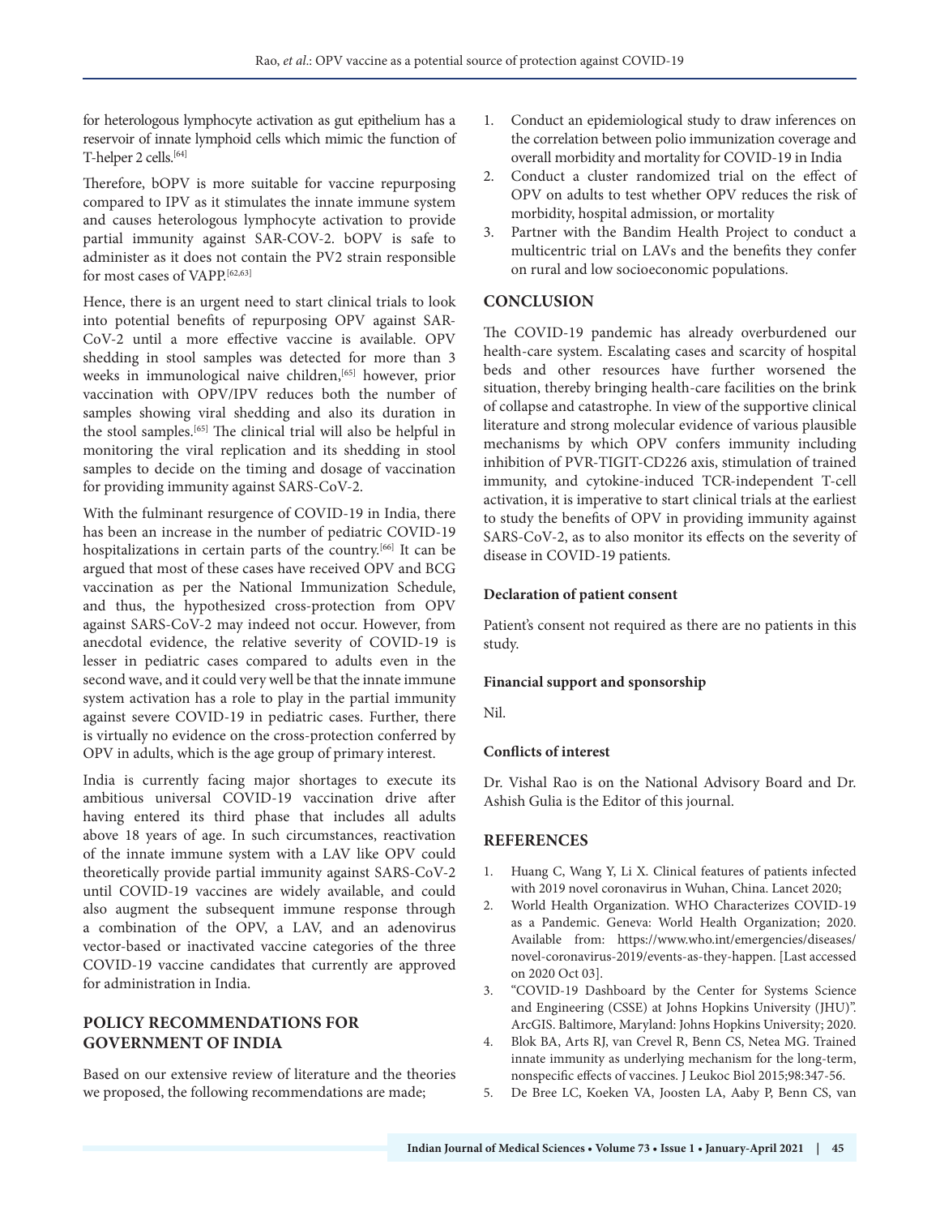for heterologous lymphocyte activation as gut epithelium has a reservoir of innate lymphoid cells which mimic the function of T-helper 2 cells.[64]

Therefore, bOPV is more suitable for vaccine repurposing compared to IPV as it stimulates the innate immune system and causes heterologous lymphocyte activation to provide partial immunity against SAR-COV-2. bOPV is safe to administer as it does not contain the PV2 strain responsible for most cases of VAPP.[62,63]

Hence, there is an urgent need to start clinical trials to look into potential benefits of repurposing OPV against SAR-CoV-2 until a more effective vaccine is available. OPV shedding in stool samples was detected for more than 3 weeks in immunological naive children,[65] however, prior vaccination with OPV/IPV reduces both the number of samples showing viral shedding and also its duration in the stool samples.[65] The clinical trial will also be helpful in monitoring the viral replication and its shedding in stool samples to decide on the timing and dosage of vaccination for providing immunity against SARS-CoV-2.

With the fulminant resurgence of COVID-19 in India, there has been an increase in the number of pediatric COVID-19 hospitalizations in certain parts of the country.[66] It can be argued that most of these cases have received OPV and BCG vaccination as per the National Immunization Schedule, and thus, the hypothesized cross-protection from OPV against SARS-CoV-2 may indeed not occur. However, from anecdotal evidence, the relative severity of COVID-19 is lesser in pediatric cases compared to adults even in the second wave, and it could very well be that the innate immune system activation has a role to play in the partial immunity against severe COVID-19 in pediatric cases. Further, there is virtually no evidence on the cross-protection conferred by OPV in adults, which is the age group of primary interest.

India is currently facing major shortages to execute its ambitious universal COVID-19 vaccination drive after having entered its third phase that includes all adults above 18 years of age. In such circumstances, reactivation of the innate immune system with a LAV like OPV could theoretically provide partial immunity against SARS-CoV-2 until COVID-19 vaccines are widely available, and could also augment the subsequent immune response through a combination of the OPV, a LAV, and an adenovirus vector-based or inactivated vaccine categories of the three COVID-19 vaccine candidates that currently are approved for administration in India.

## POLICY RECOMMENDATIONS FOR GOVERNMENT OF INDIA

Based on our extensive review of literature and the theories we proposed, the following recommendations are made;

1. Conduct an epidemiological study to draw inferences on the correlation between polio immunization coverage and overall morbidity and mortality for COVID-19 in India
2. Conduct a cluster randomized trial on the effect of OPV on adults to test whether OPV reduces the risk of morbidity, hospital admission, or mortality
3. Partner with the Bandim Health Project to conduct a multicentric trial on LAVs and the benefits they confer on rural and low socioeconomic populations.

## CONCLUSION

The COVID-19 pandemic has already overburdened our health-care system. Escalating cases and scarcity of hospital beds and other resources have further worsened the situation, thereby bringing health-care facilities on the brink of collapse and catastrophe. In view of the supportive clinical literature and strong molecular evidence of various plausible mechanisms by which OPV confers immunity including inhibition of PVR-TIGIT-CD226 axis, stimulation of trained immunity, and cytokine-induced TCR-independent T-cell activation, it is imperative to start clinical trials at the earliest to study the benefits of OPV in providing immunity against SARS-CoV-2, as to also monitor its effects on the severity of disease in COVID-19 patients.

### Declaration of patient consent

Patient's consent not required as there are no patients in this study.

### Financial support and sponsorship

Nil.

### Conflicts of interest

Dr. Vishal Rao is on the National Advisory Board and Dr. Ashish Gulia is the Editor of this journal.

## REFERENCES

1. Huang C, Wang Y, Li X. Clinical features of patients infected with 2019 novel coronavirus in Wuhan, China. Lancet 2020;
2. World Health Organization. WHO Characterizes COVID-19 as a Pandemic. Geneva: World Health Organization; 2020. Available from: https://www.who.int/emergencies/diseases/novel-coronavirus-2019/events-as-they-happen. [Last accessed on 2020 Oct 03].
3. "COVID-19 Dashboard by the Center for Systems Science and Engineering (CSSE) at Johns Hopkins University (JHU)". ArcGIS. Baltimore, Maryland: Johns Hopkins University; 2020.
4. Blok BA, Arts RJ, van Crevel R, Benn CS, Netea MG. Trained innate immunity as underlying mechanism for the long-term, nonspecific effects of vaccines. J Leukoc Biol 2015;98:347-56.
5. De Bree LC, Koeken VA, Joosten LA, Aaby P, Benn CS, van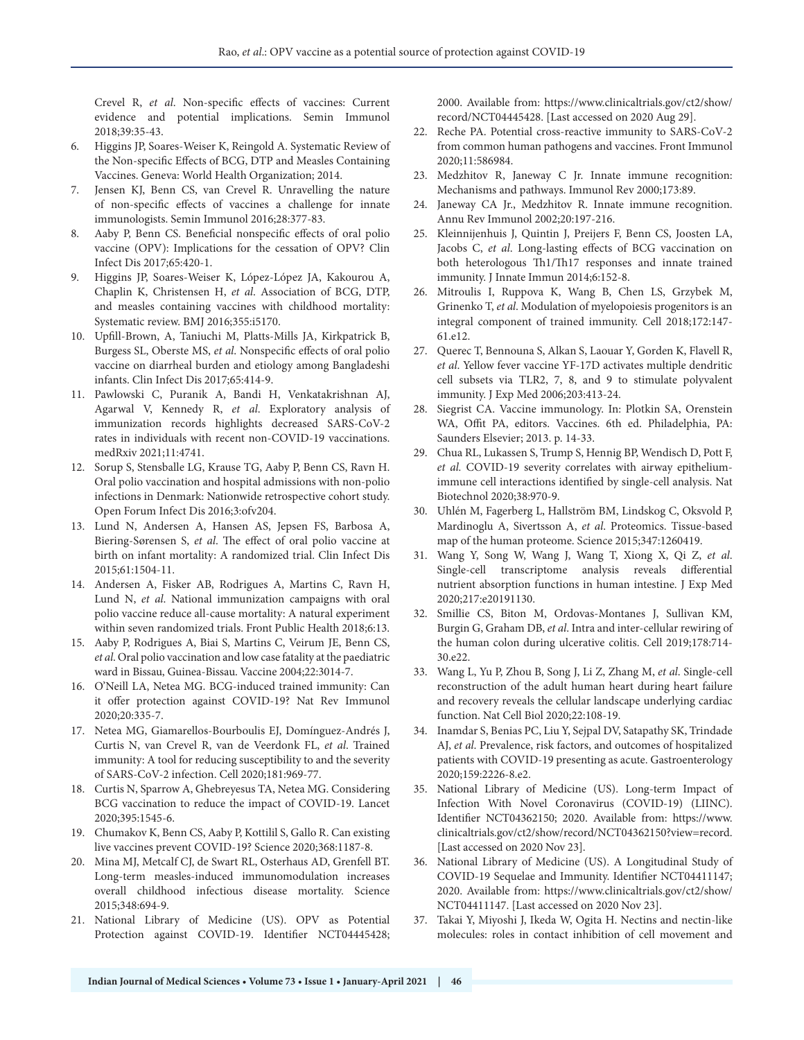Crevel R, *et al*. Non-specific effects of vaccines: Current evidence and potential implications. Semin Immunol 2018;39:35-43.

6. Higgins JP, Soares-Weiser K, Reingold A. Systematic Review of the Non-specific Effects of BCG, DTP and Measles Containing Vaccines. Geneva: World Health Organization; 2014.
7. Jensen KJ, Benn CS, van Crevel R. Unravelling the nature of non-specific effects of vaccines a challenge for innate immunologists. Semin Immunol 2016;28:377-83.
8. Aaby P, Benn CS. Beneficial nonspecific effects of oral polio vaccine (OPV): Implications for the cessation of OPV? Clin Infect Dis 2017;65:420-1.
9. Higgins JP, Soares-Weiser K, López-López JA, Kakourou A, Chaplin K, Christensen H, *et al*. Association of BCG, DTP, and measles containing vaccines with childhood mortality: Systematic review. BMJ 2016;355:i5170.
10. Upfill-Brown, A, Taniuchi M, Platts-Mills JA, Kirkpatrick B, Burgess SL, Oberste MS, *et al*. Nonspecific effects of oral polio vaccine on diarrheal burden and etiology among Bangladeshi infants. Clin Infect Dis 2017;65:414-9.
11. Pawlowski C, Puranik A, Bandi H, Venkatakrishnan AJ, Agarwal V, Kennedy R, *et al*. Exploratory analysis of immunization records highlights decreased SARS-CoV-2 rates in individuals with recent non-COVID-19 vaccinations. medRxiv 2021;11:4741.
12. Sorup S, Stensballe LG, Krause TG, Aaby P, Benn CS, Ravn H. Oral polio vaccination and hospital admissions with non-polio infections in Denmark: Nationwide retrospective cohort study. Open Forum Infect Dis 2016;3:ofv204.
13. Lund N, Andersen A, Hansen AS, Jepsen FS, Barbosa A, Biering-Sørensen S, *et al*. The effect of oral polio vaccine at birth on infant mortality: A randomized trial. Clin Infect Dis 2015;61:1504-11.
14. Andersen A, Fisker AB, Rodrigues A, Martins C, Ravn H, Lund N, *et al*. National immunization campaigns with oral polio vaccine reduce all-cause mortality: A natural experiment within seven randomized trials. Front Public Health 2018;6:13.
15. Aaby P, Rodrigues A, Biai S, Martins C, Veirum JE, Benn CS, *et al*. Oral polio vaccination and low case fatality at the paediatric ward in Bissau, Guinea-Bissau. Vaccine 2004;22:3014-7.
16. O'Neill LA, Netea MG. BCG-induced trained immunity: Can it offer protection against COVID-19? Nat Rev Immunol 2020;20:335-7.
17. Netea MG, Giamarellos-Bourboulis EJ, Domínguez-Andrés J, Curtis N, van Crevel R, van de Veerdonk FL, *et al*. Trained immunity: A tool for reducing susceptibility to and the severity of SARS-CoV-2 infection. Cell 2020;181:969-77.
18. Curtis N, Sparrow A, Ghebreyesus TA, Netea MG. Considering BCG vaccination to reduce the impact of COVID-19. Lancet 2020;395:1545-6.
19. Chumakov K, Benn CS, Aaby P, Kottilil S, Gallo R. Can existing live vaccines prevent COVID-19? Science 2020;368:1187-8.
20. Mina MJ, Metcalf CJ, de Swart RL, Osterhaus AD, Grenfell BT. Long-term measles-induced immunomodulation increases overall childhood infectious disease mortality. Science 2015;348:694-9.
21. National Library of Medicine (US). OPV as Potential Protection against COVID-19. Identifier NCT04445428; 2000. Available from: https://www.clinicaltrials.gov/ct2/show/record/NCT04445428. [Last accessed on 2020 Aug 29].
22. Reche PA. Potential cross-reactive immunity to SARS-CoV-2 from common human pathogens and vaccines. Front Immunol 2020;11:586984.
23. Medzhitov R, Janeway C Jr. Innate immune recognition: Mechanisms and pathways. Immunol Rev 2000;173:89.
24. Janeway CA Jr., Medzhitov R. Innate immune recognition. Annu Rev Immunol 2002;20:197-216.
25. Kleinnijenhuis J, Quintin J, Preijers F, Benn CS, Joosten LA, Jacobs C, *et al*. Long-lasting effects of BCG vaccination on both heterologous Th1/Th17 responses and innate trained immunity. J Innate Immun 2014;6:152-8.
26. Mitroulis I, Ruppova K, Wang B, Chen LS, Grzybek M, Grinenko T, *et al*. Modulation of myelopoiesis progenitors is an integral component of trained immunity. Cell 2018;172:147-61.e12.
27. Querec T, Bennouna S, Alkan S, Laouar Y, Gorden K, Flavell R, *et al*. Yellow fever vaccine YF-17D activates multiple dendritic cell subsets via TLR2, 7, 8, and 9 to stimulate polyvalent immunity. J Exp Med 2006;203:413-24.
28. Siegrist CA. Vaccine immunology. In: Plotkin SA, Orenstein WA, Offit PA, editors. Vaccines. 6th ed. Philadelphia, PA: Saunders Elsevier; 2013. p. 14-33.
29. Chua RL, Lukassen S, Trump S, Hennig BP, Wendisch D, Pott F, *et al*. COVID-19 severity correlates with airway epithelium-immune cell interactions identified by single-cell analysis. Nat Biotechnol 2020;38:970-9.
30. Uhlén M, Fagerberg L, Hallström BM, Lindskog C, Oksvold P, Mardinoglu A, Sivertsson A, *et al*. Proteomics. Tissue-based map of the human proteome. Science 2015;347:1260419.
31. Wang Y, Song W, Wang J, Wang T, Xiong X, Qi Z, *et al*. Single-cell transcriptome analysis reveals differential nutrient absorption functions in human intestine. J Exp Med 2020;217:e20191130.
32. Smillie CS, Biton M, Ordovas-Montanes J, Sullivan KM, Burgin G, Graham DB, *et al*. Intra and inter-cellular rewiring of the human colon during ulcerative colitis. Cell 2019;178:714-30.e22.
33. Wang L, Yu P, Zhou B, Song J, Li Z, Zhang M, *et al*. Single-cell reconstruction of the adult human heart during heart failure and recovery reveals the cellular landscape underlying cardiac function. Nat Cell Biol 2020;22:108-19.
34. Inamdar S, Benias PC, Liu Y, Sejpal DV, Satapathy SK, Trindade AJ, *et al*. Prevalence, risk factors, and outcomes of hospitalized patients with COVID-19 presenting as acute. Gastroenterology 2020;159:2226-8.e2.
35. National Library of Medicine (US). Long-term Impact of Infection With Novel Coronavirus (COVID-19) (LIINC). Identifier NCT04362150; 2020. Available from: https://www.clinicaltrials.gov/ct2/show/record/NCT04362150?view=record. [Last accessed on 2020 Nov 23].
36. National Library of Medicine (US). A Longitudinal Study of COVID-19 Sequelae and Immunity. Identifier NCT04411147; 2020. Available from: https://www.clinicaltrials.gov/ct2/show/NCT04411147. [Last accessed on 2020 Nov 23].
37. Takai Y, Miyoshi J, Ikeda W, Ogita H. Nectins and nectin-like molecules: roles in contact inhibition of cell movement and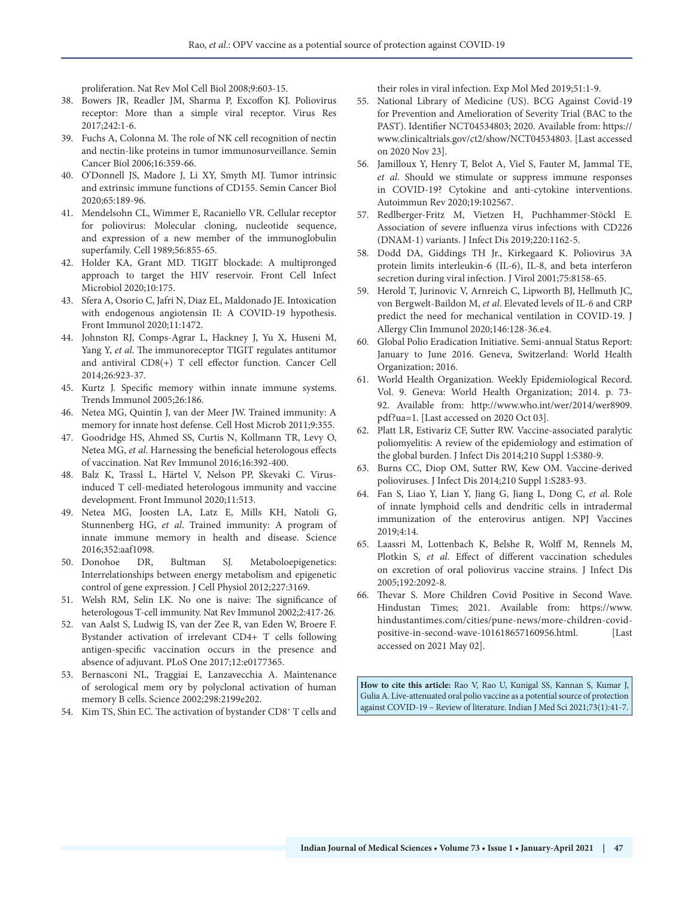proliferation. Nat Rev Mol Cell Biol 2008;9:603-15.

38. Bowers JR, Readler JM, Sharma P, Excoffon KJ. Poliovirus receptor: More than a simple viral receptor. Virus Res 2017;242:1-6.
39. Fuchs A, Colonna M. The role of NK cell recognition of nectin and nectin-like proteins in tumor immunosurveillance. Semin Cancer Biol 2006;16:359-66.
40. O'Donnell JS, Madore J, Li XY, Smyth MJ. Tumor intrinsic and extrinsic immune functions of CD155. Semin Cancer Biol 2020;65:189-96.
41. Mendelsohn CL, Wimmer E, Racaniello VR. Cellular receptor for poliovirus: Molecular cloning, nucleotide sequence, and expression of a new member of the immunoglobulin superfamily. Cell 1989;56:855-65.
42. Holder KA, Grant MD. TIGIT blockade: A multipronged approach to target the HIV reservoir. Front Cell Infect Microbiol 2020;10:175.
43. Sfera A, Osorio C, Jafri N, Diaz EL, Maldonado JE. Intoxication with endogenous angiotensin II: A COVID-19 hypothesis. Front Immunol 2020;11:1472.
44. Johnston RJ, Comps-Agrar L, Hackney J, Yu X, Huseni M, Yang Y, *et al*. The immunoreceptor TIGIT regulates antitumor and antiviral CD8(+) T cell effector function. Cancer Cell 2014;26:923-37.
45. Kurtz J. Specific memory within innate immune systems. Trends Immunol 2005;26:186.
46. Netea MG, Quintin J, van der Meer JW. Trained immunity: A memory for innate host defense. Cell Host Microb 2011;9:355.
47. Goodridge HS, Ahmed SS, Curtis N, Kollmann TR, Levy O, Netea MG, *et al*. Harnessing the beneficial heterologous effects of vaccination. Nat Rev Immunol 2016;16:392-400.
48. Balz K, Trassl L, Härtel V, Nelson PP, Skevaki C. Virus-induced T cell-mediated heterologous immunity and vaccine development. Front Immunol 2020;11:513.
49. Netea MG, Joosten LA, Latz E, Mills KH, Natoli G, Stunnenberg HG, *et al*. Trained immunity: A program of innate immune memory in health and disease. Science 2016;352:aaf1098.
50. Donohoe DR, Bultman SJ. Metaboloepigenetics: Interrelationships between energy metabolism and epigenetic control of gene expression. J Cell Physiol 2012;227:3169.
51. Welsh RM, Selin LK. No one is naive: The significance of heterologous T-cell immunity. Nat Rev Immunol 2002;2:417-26.
52. van Aalst S, Ludwig IS, van der Zee R, van Eden W, Broere F. Bystander activation of irrelevant CD4+ T cells following antigen-specific vaccination occurs in the presence and absence of adjuvant. PLoS One 2017;12:e0177365.
53. Bernasconi NL, Traggiai E, Lanzavecchia A. Maintenance of serological mem ory by polyclonal activation of human memory B cells. Science 2002;298:2199e202.
54. Kim TS, Shin EC. The activation of bystander CD8$^{+}$ T cells and their roles in viral infection. Exp Mol Med 2019;51:1-9.
55. National Library of Medicine (US). BCG Against Covid-19 for Prevention and Amelioration of Severity Trial (BAC to the PAST). Identifier NCT04534803; 2020. Available from: https://www.clinicaltrials.gov/ct2/show/NCT04534803. [Last accessed on 2020 Nov 23].
56. Jamilloux Y, Henry T, Belot A, Viel S, Fauter M, Jammal TE, *et al*. Should we stimulate or suppress immune responses in COVID-19? Cytokine and anti-cytokine interventions. Autoimmun Rev 2020;19:102567.
57. Redlberger-Fritz M, Vietzen H, Puchhammer-Stöckl E. Association of severe influenza virus infections with CD226 (DNAM-1) variants. J Infect Dis 2019;220:1162-5.
58. Dodd DA, Giddings TH Jr., Kirkegaard K. Poliovirus 3A protein limits interleukin-6 (IL-6), IL-8, and beta interferon secretion during viral infection. J Virol 2001;75:8158-65.
59. Herold T, Jurinovic V, Arnreich C, Lipworth BJ, Hellmuth JC, von Bergwelt-Baildon M, *et al*. Elevated levels of IL-6 and CRP predict the need for mechanical ventilation in COVID-19. J Allergy Clin Immunol 2020;146:128-36.e4.
60. Global Polio Eradication Initiative. Semi-annual Status Report: January to June 2016. Geneva, Switzerland: World Health Organization; 2016.
61. World Health Organization. Weekly Epidemiological Record. Vol. 9. Geneva: World Health Organization; 2014. p. 73-92. Available from: http://www.who.int/wer/2014/wer8909.pdf?ua=1. [Last accessed on 2020 Oct 03].
62. Platt LR, Estivariz CF, Sutter RW. Vaccine-associated paralytic poliomyelitis: A review of the epidemiology and estimation of the global burden. J Infect Dis 2014;210 Suppl 1:S380-9.
63. Burns CC, Diop OM, Sutter RW, Kew OM. Vaccine-derived polioviruses. J Infect Dis 2014;210 Suppl 1:S283-93.
64. Fan S, Liao Y, Lian Y, Jiang G, Jiang L, Dong C, *et al*. Role of innate lymphoid cells and dendritic cells in intradermal immunization of the enterovirus antigen. NPJ Vaccines 2019;4:14.
65. Laassri M, Lottenbach K, Belshe R, Wolff M, Rennels M, Plotkin S, *et al*. Effect of different vaccination schedules on excretion of oral poliovirus vaccine strains. J Infect Dis 2005;192:2092-8.
66. Thevar S. More Children Covid Positive in Second Wave. Hindustan Times; 2021. Available from: https://www.hindustantimes.com/cities/pune-news/more-children-covid-positive-in-second-wave-101618657160956.html. [Last accessed on 2021 May 02].

**How to cite this article:** Rao V, Rao U, Kunigal SS, Kannan S, Kumar J, Gulia A. Live-attenuated oral polio vaccine as a potential source of protection against COVID-19 – Review of literature. Indian J Med Sci 2021;73(1):41-7.